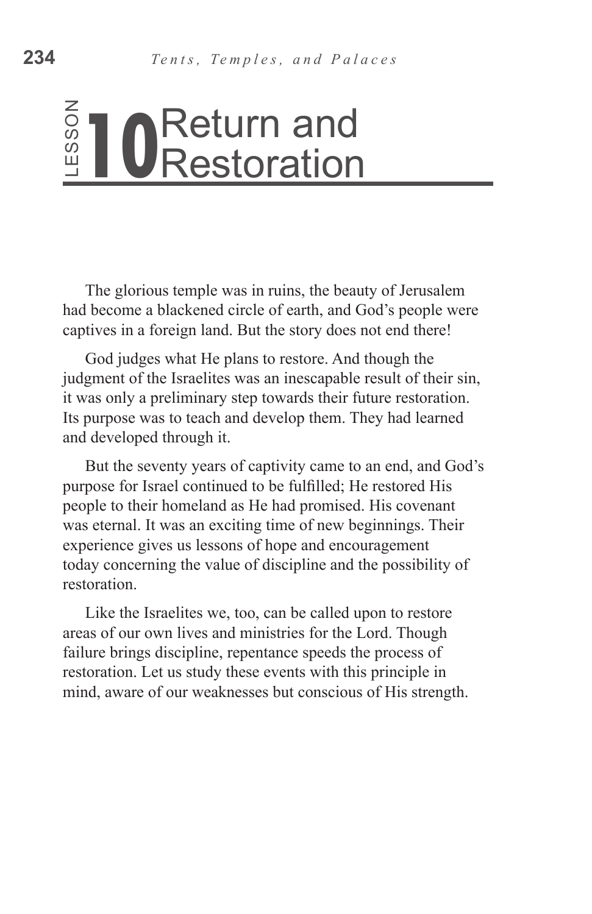# LESSON 10 Return and Restoration

The glorious temple was in ruins, the beauty of Jerusalem had become a blackened circle of earth, and God's people were captives in a foreign land. But the story does not end there!

God judges what He plans to restore. And though the judgment of the Israelites was an inescapable result of their sin, it was only a preliminary step towards their future restoration. Its purpose was to teach and develop them. They had learned and developed through it.

But the seventy years of captivity came to an end, and God's purpose for Israel continued to be fulfilled; He restored His people to their homeland as He had promised. His covenant was eternal. It was an exciting time of new beginnings. Their experience gives us lessons of hope and encouragement today concerning the value of discipline and the possibility of restoration.

Like the Israelites we, too, can be called upon to restore areas of our own lives and ministries for the Lord. Though failure brings discipline, repentance speeds the process of restoration. Let us study these events with this principle in mind, aware of our weaknesses but conscious of His strength.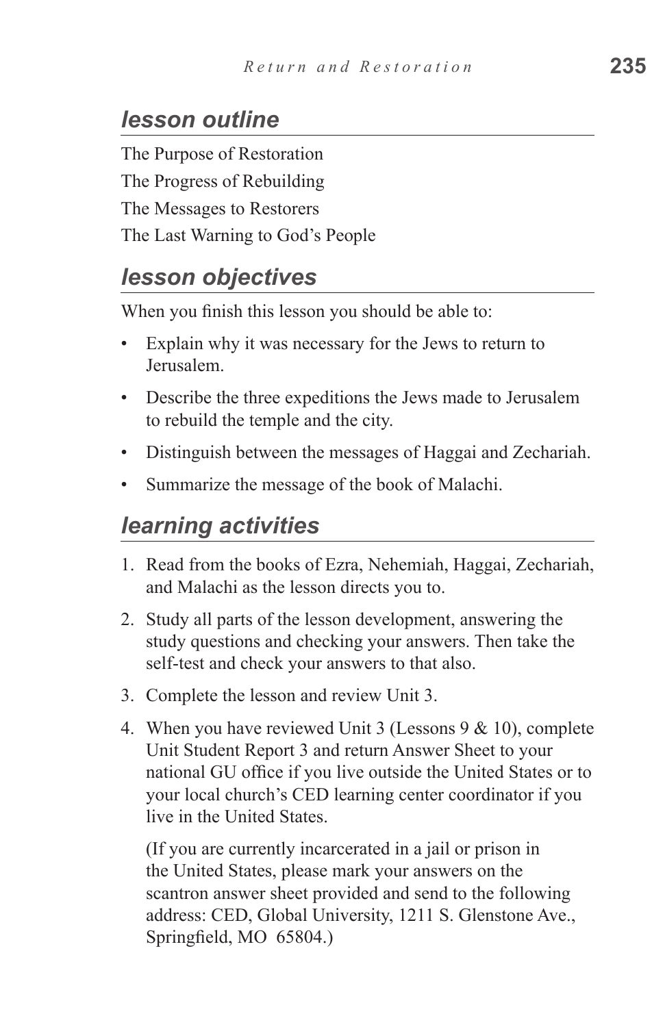## *lesson outline*

The Purpose of Restoration

The Progress of Rebuilding

The Messages to Restorers

The Last Warning to God's People

## *lesson objectives*

When you finish this lesson you should be able to:

- Explain why it was necessary for the Jews to return to Jerusalem.
- Describe the three expeditions the Jews made to Jerusalem to rebuild the temple and the city.
- Distinguish between the messages of Haggai and Zechariah.
- Summarize the message of the book of Malachi.

## *learning activities*

1. Read from the books of Ezra, Nehemiah, Haggai, Zechariah, and Malachi as the lesson directs you to.
2. Study all parts of the lesson development, answering the study questions and checking your answers. Then take the self-test and check your answers to that also.
3. Complete the lesson and review Unit 3.
4. When you have reviewed Unit 3 (Lessons 9 & 10), complete Unit Student Report 3 and return Answer Sheet to your national GU office if you live outside the United States or to your local church's CED learning center coordinator if you live in the United States.

   (If you are currently incarcerated in a jail or prison in the United States, please mark your answers on the scantron answer sheet provided and send to the following address: CED, Global University, 1211 S. Glenstone Ave., Springfield, MO 65804.)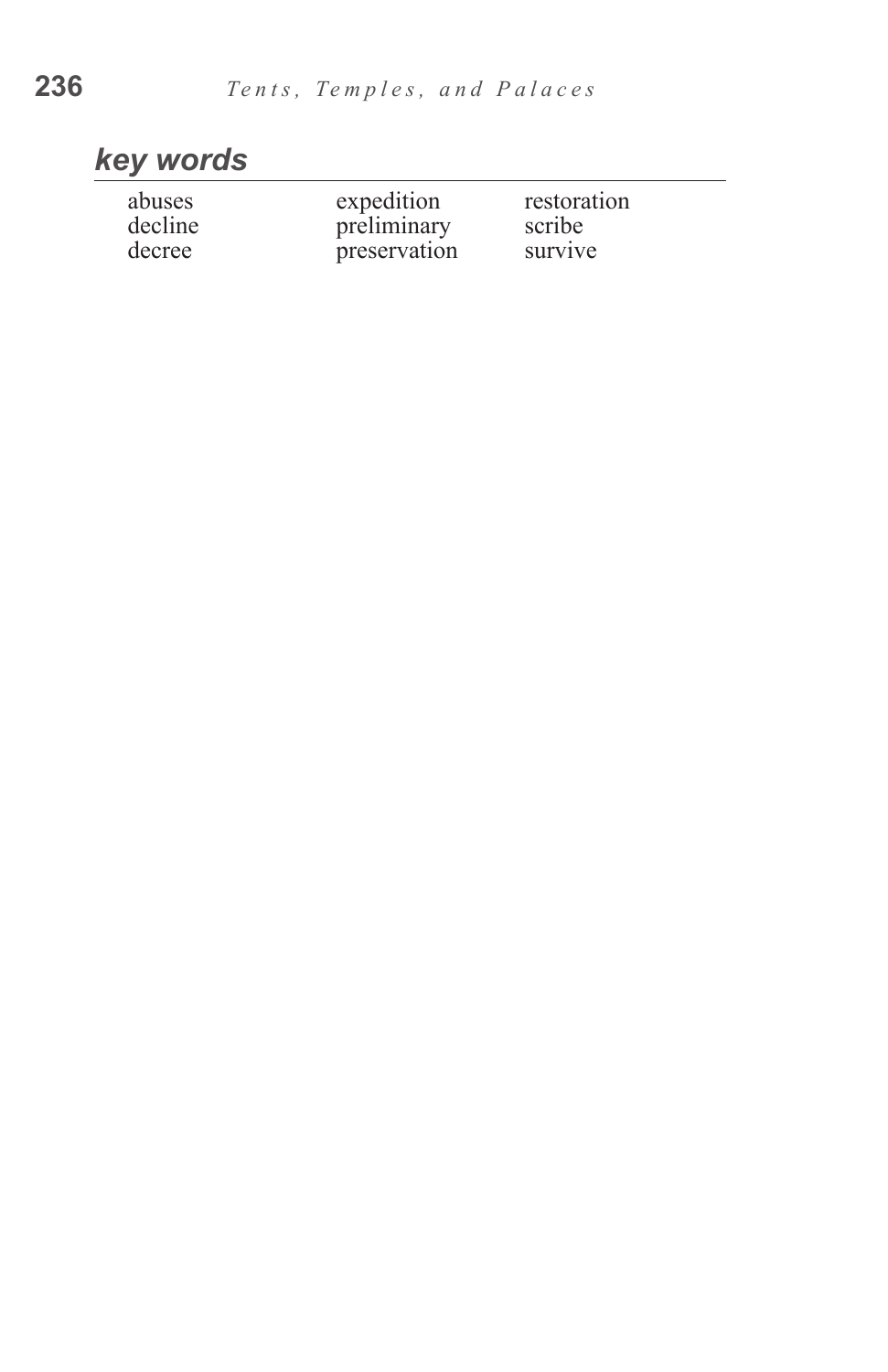## *key words*

| | | |
|---|---|---|
| abuses | expedition | restoration |
| decline | preliminary | scribe |
| decree | preservation | survive |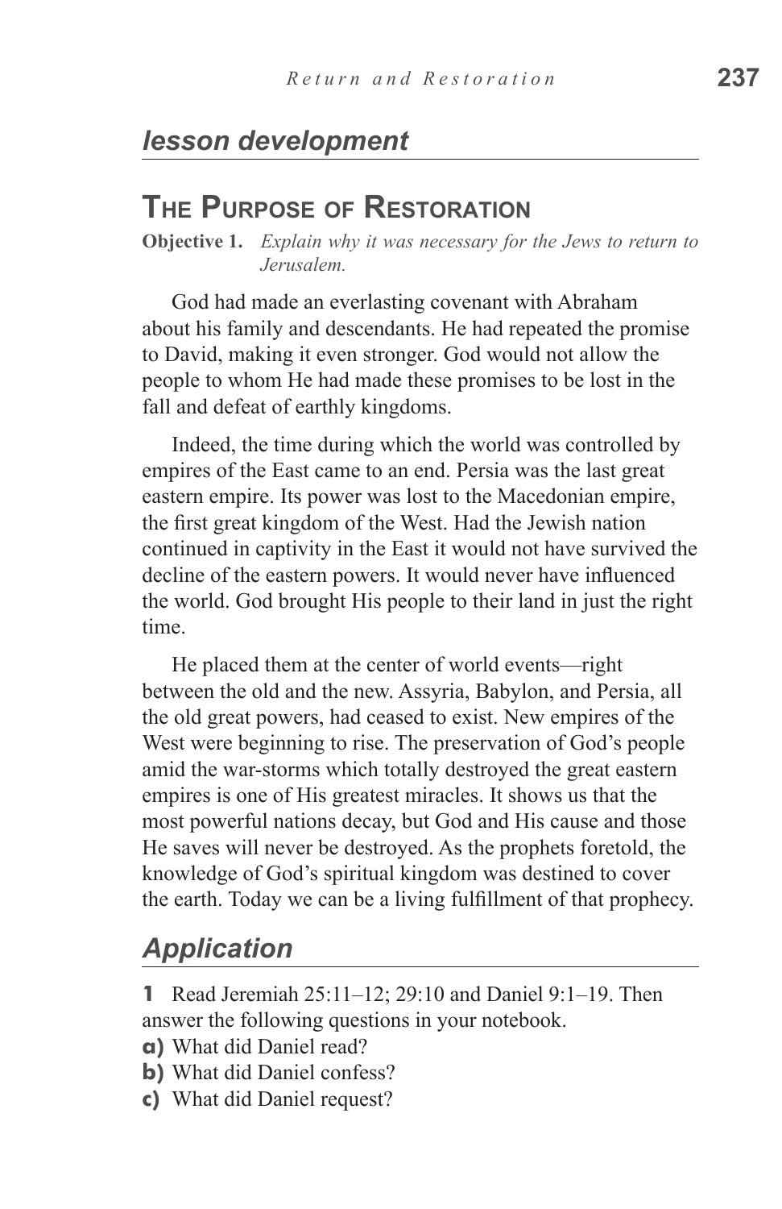## *lesson development*

# The Purpose of Restoration

**Objective 1.** *Explain why it was necessary for the Jews to return to Jerusalem.*

God had made an everlasting covenant with Abraham about his family and descendants. He had repeated the promise to David, making it even stronger. God would not allow the people to whom He had made these promises to be lost in the fall and defeat of earthly kingdoms.

Indeed, the time during which the world was controlled by empires of the East came to an end. Persia was the last great eastern empire. Its power was lost to the Macedonian empire, the first great kingdom of the West. Had the Jewish nation continued in captivity in the East it would not have survived the decline of the eastern powers. It would never have influenced the world. God brought His people to their land in just the right time.

He placed them at the center of world events—right between the old and the new. Assyria, Babylon, and Persia, all the old great powers, had ceased to exist. New empires of the West were beginning to rise. The preservation of God's people amid the war-storms which totally destroyed the great eastern empires is one of His greatest miracles. It shows us that the most powerful nations decay, but God and His cause and those He saves will never be destroyed. As the prophets foretold, the knowledge of God's spiritual kingdom was destined to cover the earth. Today we can be a living fulfillment of that prophecy.

## *Application*

**1** Read Jeremiah 25:11–12; 29:10 and Daniel 9:1–19. Then answer the following questions in your notebook.

**a)** What did Daniel read?

**b)** What did Daniel confess?

**c)** What did Daniel request?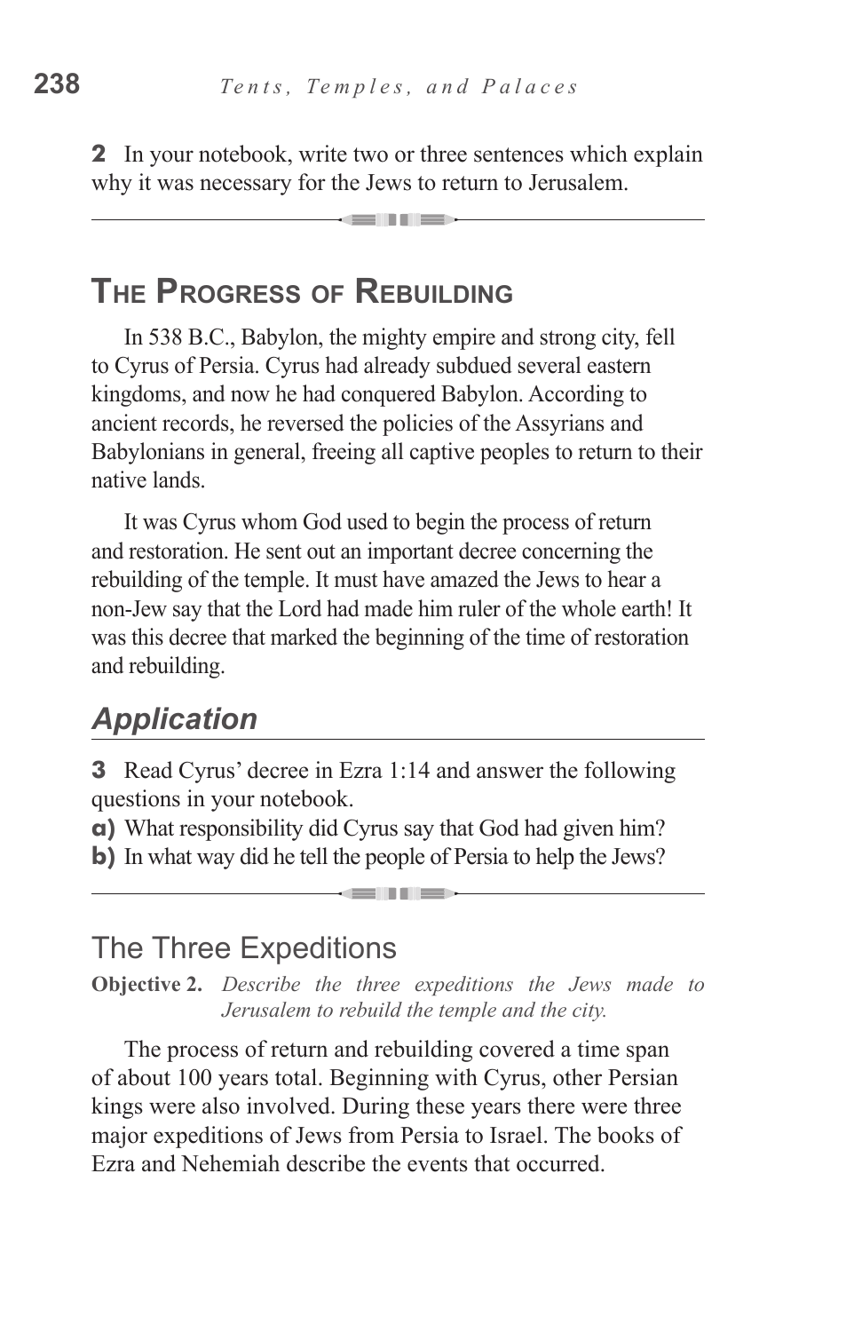**2** In your notebook, write two or three sentences which explain why it was necessary for the Jews to return to Jerusalem.

---

## The Progress of Rebuilding

In 538 B.C., Babylon, the mighty empire and strong city, fell to Cyrus of Persia. Cyrus had already subdued several eastern kingdoms, and now he had conquered Babylon. According to ancient records, he reversed the policies of the Assyrians and Babylonians in general, freeing all captive peoples to return to their native lands.

It was Cyrus whom God used to begin the process of return and restoration. He sent out an important decree concerning the rebuilding of the temple. It must have amazed the Jews to hear a non-Jew say that the Lord had made him ruler of the whole earth! It was this decree that marked the beginning of the time of restoration and rebuilding.

### *Application*

**3** Read Cyrus' decree in Ezra 1:14 and answer the following questions in your notebook.

**a)** What responsibility did Cyrus say that God had given him?

**b)** In what way did he tell the people of Persia to help the Jews?

---

### The Three Expeditions

**Objective 2.** *Describe the three expeditions the Jews made to Jerusalem to rebuild the temple and the city.*

The process of return and rebuilding covered a time span of about 100 years total. Beginning with Cyrus, other Persian kings were also involved. During these years there were three major expeditions of Jews from Persia to Israel. The books of Ezra and Nehemiah describe the events that occurred.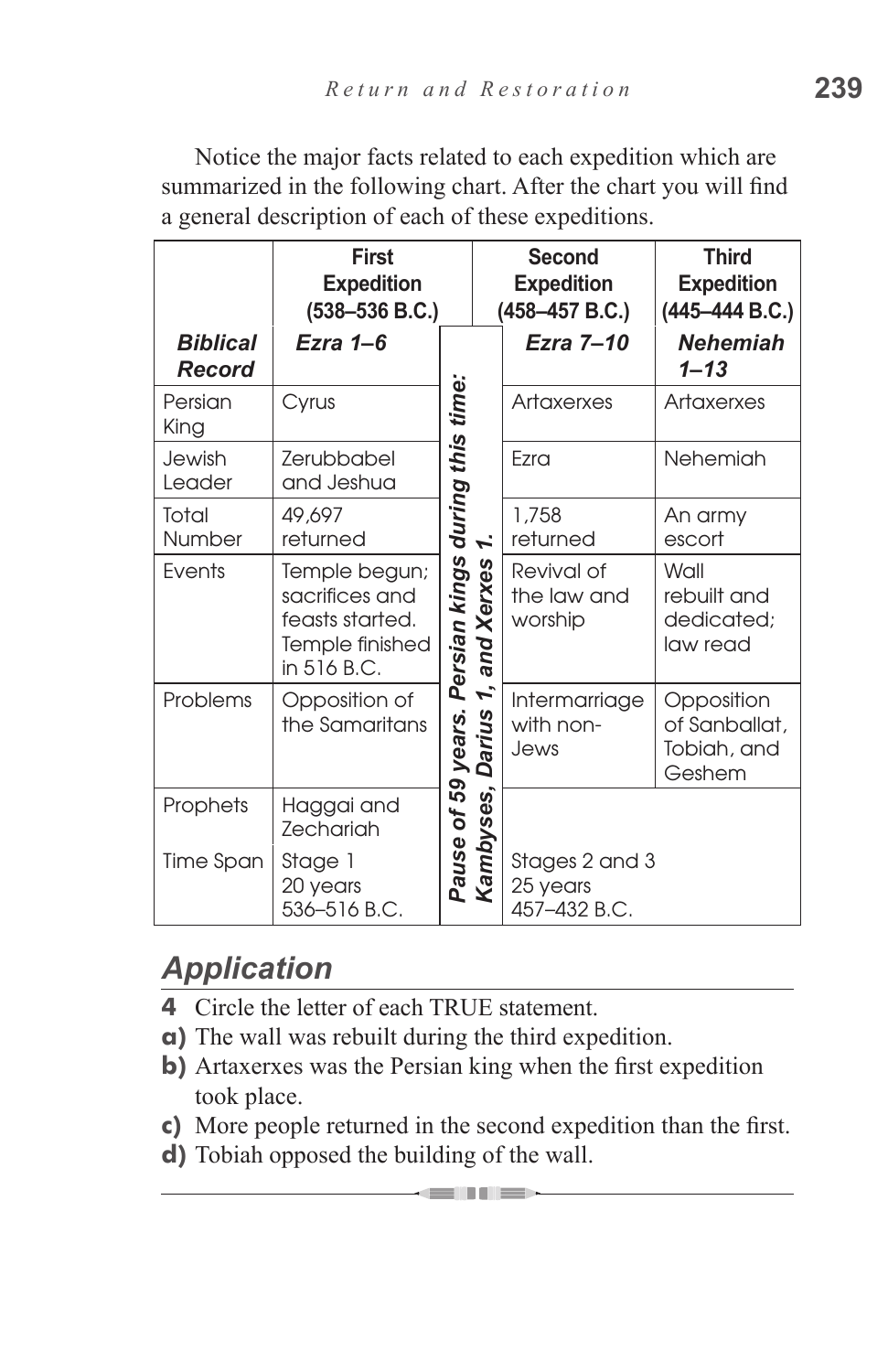Notice the major facts related to each expedition which are summarized in the following chart. After the chart you will find a general description of each of these expeditions.

| | First Expedition (538–536 B.C.) | | Second Expedition (458–457 B.C.) | Third Expedition (445–444 B.C.) |
|---|---|---|---|---|
| ***Biblical Record*** | ***Ezra 1–6*** | ***Pause of 59 years. Persian kings during this time: Kambyses, Darius 1, and Xerxes 1.*** | ***Ezra 7–10*** | ***Nehemiah 1–13*** |
| Persian King | Cyrus | | Artaxerxes | Artaxerxes |
| Jewish Leader | Zerubbabel and Jeshua | | Ezra | Nehemiah |
| Total Number | 49,697 returned | | 1,758 returned | An army escort |
| Events | Temple begun; sacrifices and feasts started. Temple finished in 516 B.C. | | Revival of the law and worship | Wall rebuilt and dedicated; law read |
| Problems | Opposition of the Samaritans | | Intermarriage with non-Jews | Opposition of Sanballat, Tobiah, and Geshem |
| Prophets | Haggai and Zechariah | | | |
| Time Span | Stage 1 20 years 536–516 B.C. | | Stages 2 and 3 25 years 457–432 B.C. | |

## *Application*

**4** Circle the letter of each TRUE statement.

**a)** The wall was rebuilt during the third expedition.

**b)** Artaxerxes was the Persian king when the first expedition took place.

**c)** More people returned in the second expedition than the first.

**d)** Tobiah opposed the building of the wall.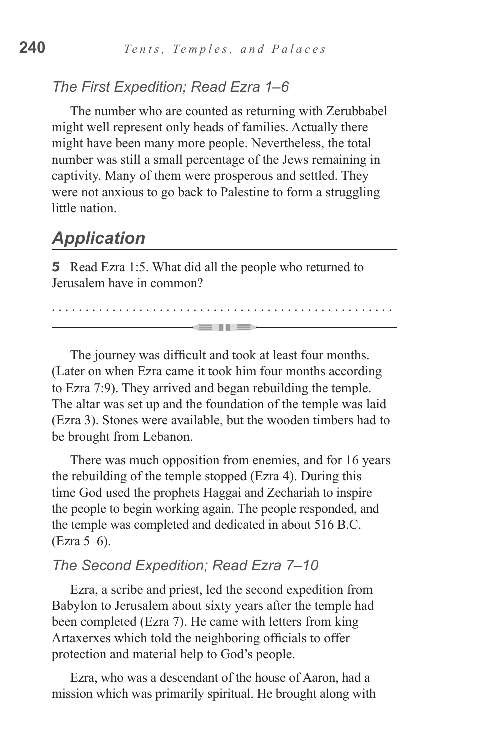### *The First Expedition; Read Ezra 1–6*

The number who are counted as returning with Zerubbabel might well represent only heads of families. Actually there might have been many more people. Nevertheless, the total number was still a small percentage of the Jews remaining in captivity. Many of them were prosperous and settled. They were not anxious to go back to Palestine to form a struggling little nation.

## *Application*

**5** Read Ezra 1:5. What did all the people who returned to Jerusalem have in common?

. . . . . . . . . . . . . . . . . . . . . . . . . . . . . . . . . . . . . . . . . . . . . . . . . . .

---

The journey was difficult and took at least four months. (Later on when Ezra came it took him four months according to Ezra 7:9). They arrived and began rebuilding the temple. The altar was set up and the foundation of the temple was laid (Ezra 3). Stones were available, but the wooden timbers had to be brought from Lebanon.

There was much opposition from enemies, and for 16 years the rebuilding of the temple stopped (Ezra 4). During this time God used the prophets Haggai and Zechariah to inspire the people to begin working again. The people responded, and the temple was completed and dedicated in about 516 B.C. (Ezra 5–6).

### *The Second Expedition; Read Ezra 7–10*

Ezra, a scribe and priest, led the second expedition from Babylon to Jerusalem about sixty years after the temple had been completed (Ezra 7). He came with letters from king Artaxerxes which told the neighboring officials to offer protection and material help to God's people.

Ezra, who was a descendant of the house of Aaron, had a mission which was primarily spiritual. He brought along with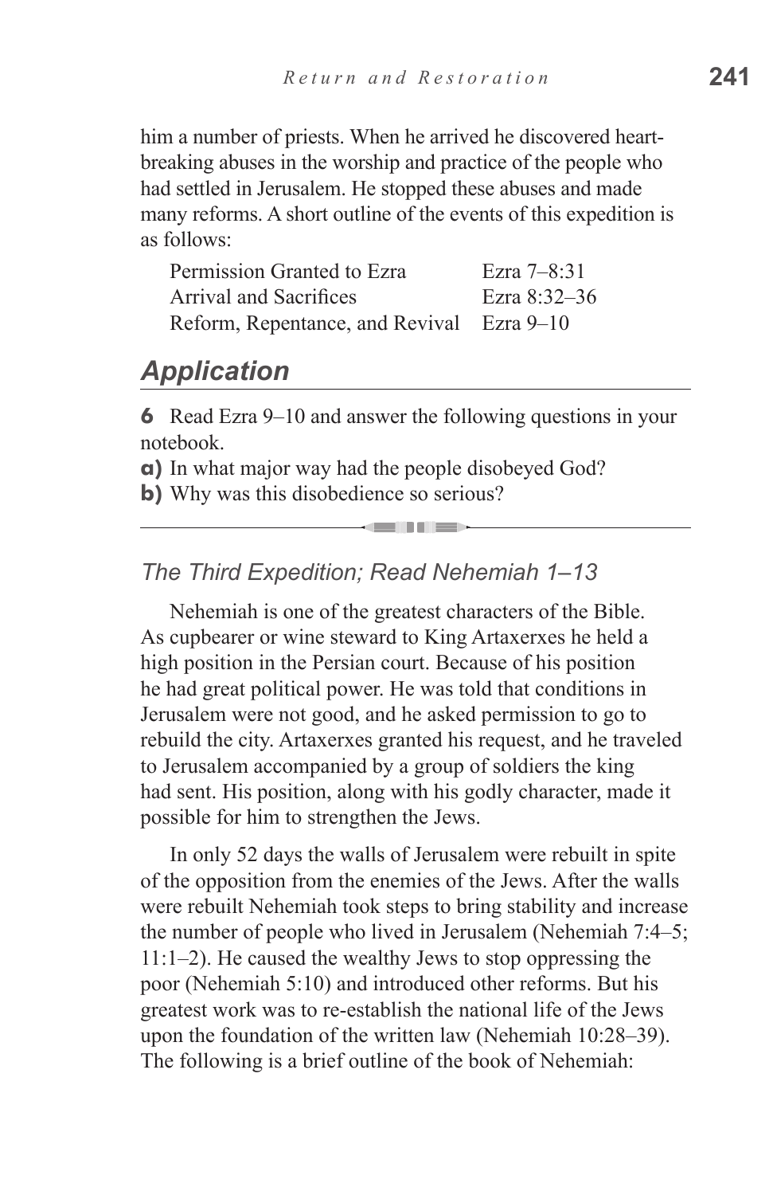him a number of priests. When he arrived he discovered heart-breaking abuses in the worship and practice of the people who had settled in Jerusalem. He stopped these abuses and made many reforms. A short outline of the events of this expedition is as follows:

| | |
|---|---|
| Permission Granted to Ezra | Ezra 7–8:31 |
| Arrival and Sacrifices | Ezra 8:32–36 |
| Reform, Repentance, and Revival | Ezra 9–10 |

## *Application*

**6** Read Ezra 9–10 and answer the following questions in your notebook.

**a)** In what major way had the people disobeyed God?

**b)** Why was this disobedience so serious?

---

### *The Third Expedition; Read Nehemiah 1–13*

Nehemiah is one of the greatest characters of the Bible. As cupbearer or wine steward to King Artaxerxes he held a high position in the Persian court. Because of his position he had great political power. He was told that conditions in Jerusalem were not good, and he asked permission to go to rebuild the city. Artaxerxes granted his request, and he traveled to Jerusalem accompanied by a group of soldiers the king had sent. His position, along with his godly character, made it possible for him to strengthen the Jews.

In only 52 days the walls of Jerusalem were rebuilt in spite of the opposition from the enemies of the Jews. After the walls were rebuilt Nehemiah took steps to bring stability and increase the number of people who lived in Jerusalem (Nehemiah 7:4–5; 11:1–2). He caused the wealthy Jews to stop oppressing the poor (Nehemiah 5:10) and introduced other reforms. But his greatest work was to re-establish the national life of the Jews upon the foundation of the written law (Nehemiah 10:28–39). The following is a brief outline of the book of Nehemiah: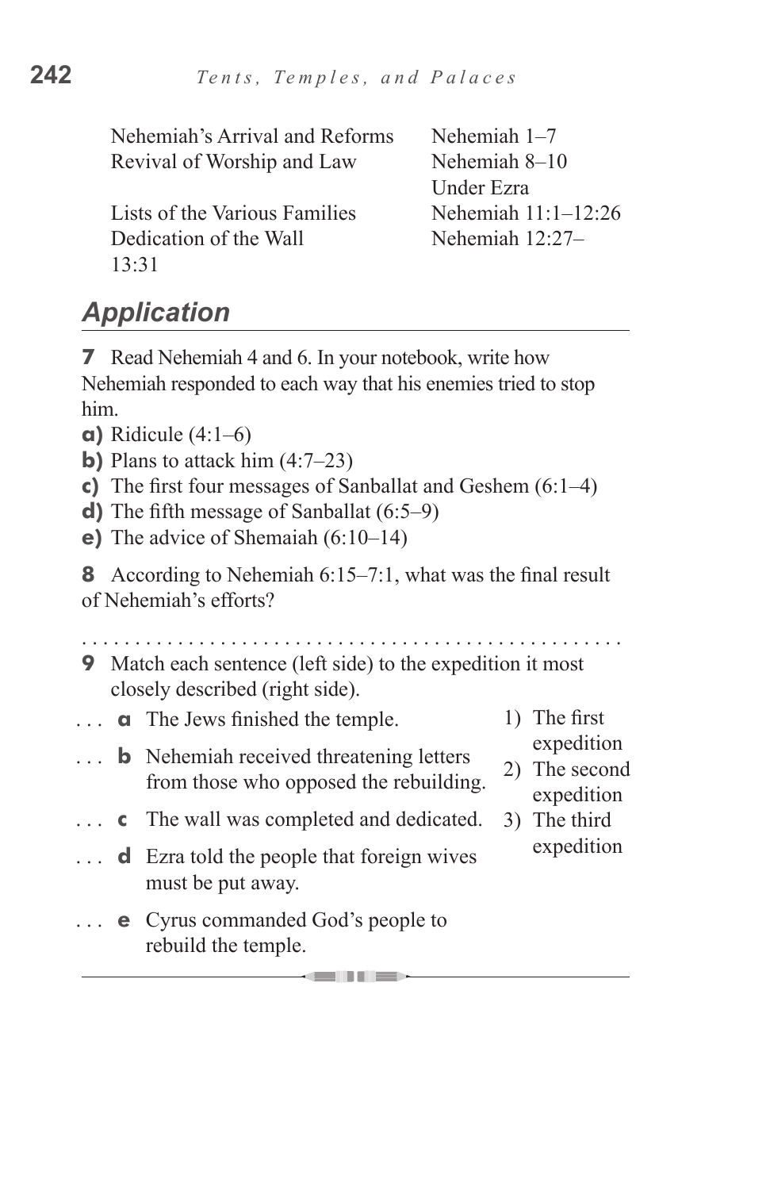| | |
|---|---|
| Nehemiah's Arrival and Reforms | Nehemiah 1–7 |
| Revival of Worship and Law Under Ezra | Nehemiah 8–10 |
| Lists of the Various Families | Nehemiah 11:1–12:26 |
| Dedication of the Wall | Nehemiah 12:27–13:31 |

## *Application*

**7** Read Nehemiah 4 and 6. In your notebook, write how Nehemiah responded to each way that his enemies tried to stop him.

**a)** Ridicule (4:1–6)
**b)** Plans to attack him (4:7–23)
**c)** The first four messages of Sanballat and Geshem (6:1–4)
**d)** The fifth message of Sanballat (6:5–9)
**e)** The advice of Shemaiah (6:10–14)

**8** According to Nehemiah 6:15–7:1, what was the final result of Nehemiah's efforts?

. . . . . . . . . . . . . . . . . . . . . . . . . . . . . . . . . . . . . . . . . . . . . . . . .

**9** Match each sentence (left side) to the expedition it most closely described (right side).

. . . **a** The Jews finished the temple.
. . . **b** Nehemiah received threatening letters from those who opposed the rebuilding.
. . . **c** The wall was completed and dedicated.
. . . **d** Ezra told the people that foreign wives must be put away.
. . . **e** Cyrus commanded God's people to rebuild the temple.

1) The first expedition
2) The second expedition
3) The third expedition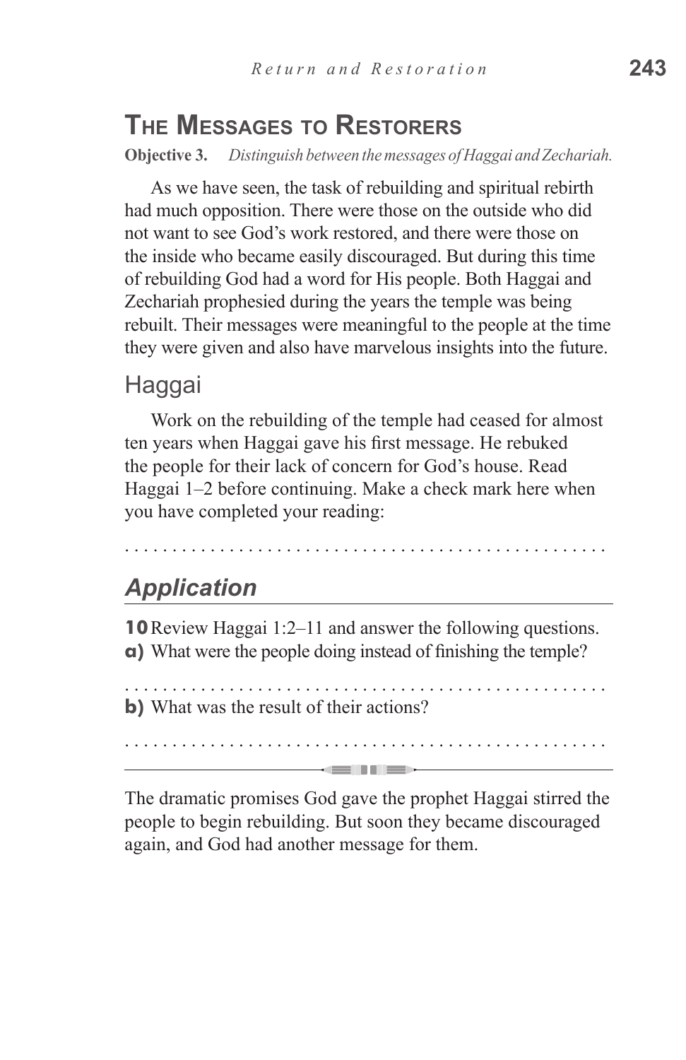## The Messages to Restorers

**Objective 3.** *Distinguish between the messages of Haggai and Zechariah.*

As we have seen, the task of rebuilding and spiritual rebirth had much opposition. There were those on the outside who did not want to see God's work restored, and there were those on the inside who became easily discouraged. But during this time of rebuilding God had a word for His people. Both Haggai and Zechariah prophesied during the years the temple was being rebuilt. Their messages were meaningful to the people at the time they were given and also have marvelous insights into the future.

### Haggai

Work on the rebuilding of the temple had ceased for almost ten years when Haggai gave his first message. He rebuked the people for their lack of concern for God's house. Read Haggai 1–2 before continuing. Make a check mark here when you have completed your reading:

. . . . . . . . . . . . . . . . . . . . . . . . . . . . . . . . . . . . . . . . . . . . . . . . . .

### *Application*

**10** Review Haggai 1:2–11 and answer the following questions.

**a)** What were the people doing instead of finishing the temple?

. . . . . . . . . . . . . . . . . . . . . . . . . . . . . . . . . . . . . . . . . . . . . . . . . .

**b)** What was the result of their actions?

. . . . . . . . . . . . . . . . . . . . . . . . . . . . . . . . . . . . . . . . . . . . . . . . . .

---

The dramatic promises God gave the prophet Haggai stirred the people to begin rebuilding. But soon they became discouraged again, and God had another message for them.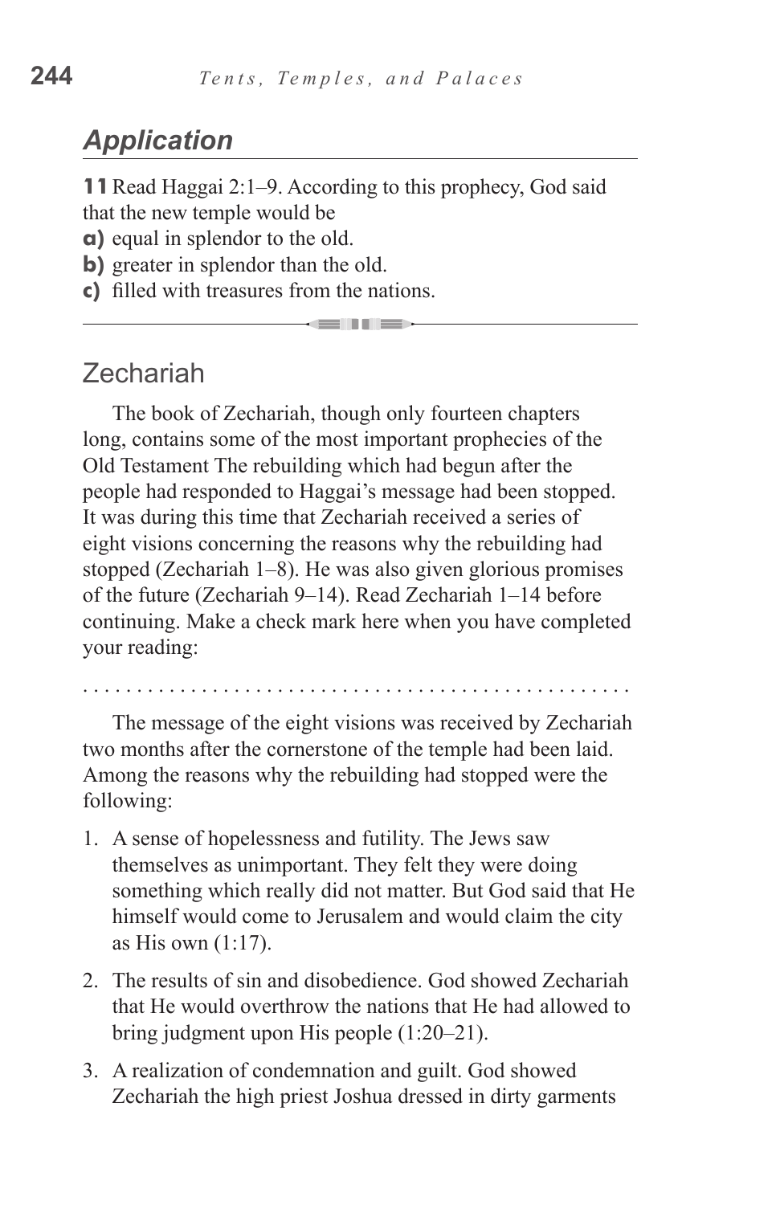## *Application*

**11** Read Haggai 2:1–9. According to this prophecy, God said that the new temple would be

**a)** equal in splendor to the old.
**b)** greater in splendor than the old.
**c)** filled with treasures from the nations.

---

## Zechariah

The book of Zechariah, though only fourteen chapters long, contains some of the most important prophecies of the Old Testament The rebuilding which had begun after the people had responded to Haggai's message had been stopped. It was during this time that Zechariah received a series of eight visions concerning the reasons why the rebuilding had stopped (Zechariah 1–8). He was also given glorious promises of the future (Zechariah 9–14). Read Zechariah 1–14 before continuing. Make a check mark here when you have completed your reading:

. . . . . . . . . . . . . . . . . . . . . . . . . . . . . . . . . . . . . . . . . . . . . . . .

The message of the eight visions was received by Zechariah two months after the cornerstone of the temple had been laid. Among the reasons why the rebuilding had stopped were the following:

1. A sense of hopelessness and futility. The Jews saw themselves as unimportant. They felt they were doing something which really did not matter. But God said that He himself would come to Jerusalem and would claim the city as His own (1:17).
2. The results of sin and disobedience. God showed Zechariah that He would overthrow the nations that He had allowed to bring judgment upon His people (1:20–21).
3. A realization of condemnation and guilt. God showed Zechariah the high priest Joshua dressed in dirty garments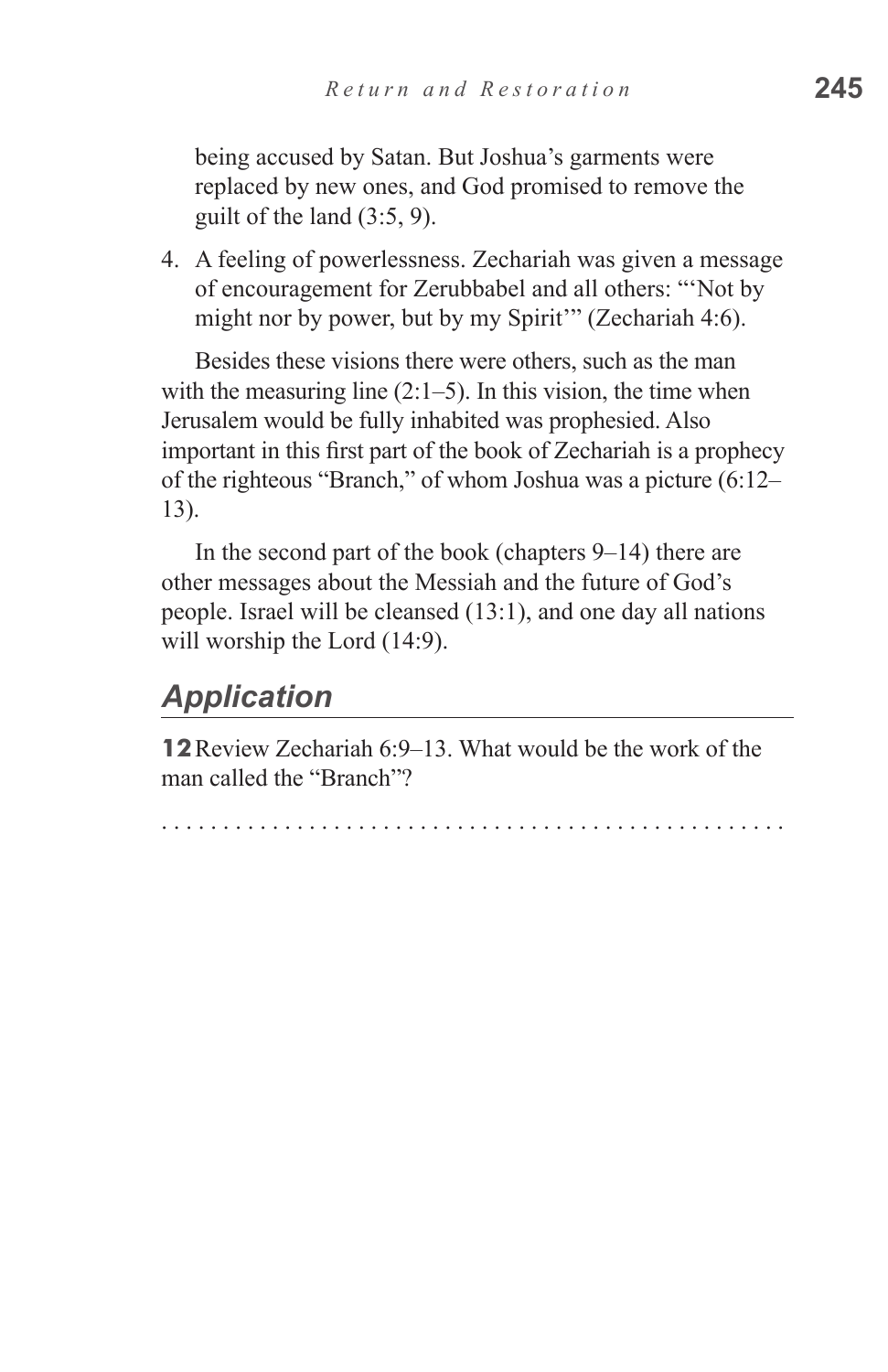being accused by Satan. But Joshua's garments were replaced by new ones, and God promised to remove the guilt of the land (3:5, 9).

4. A feeling of powerlessness. Zechariah was given a message of encouragement for Zerubbabel and all others: "'Not by might nor by power, but by my Spirit'" (Zechariah 4:6).

Besides these visions there were others, such as the man with the measuring line (2:1–5). In this vision, the time when Jerusalem would be fully inhabited was prophesied. Also important in this first part of the book of Zechariah is a prophecy of the righteous "Branch," of whom Joshua was a picture (6:12–13).

In the second part of the book (chapters 9–14) there are other messages about the Messiah and the future of God's people. Israel will be cleansed (13:1), and one day all nations will worship the Lord (14:9).

## *Application*

**12** Review Zechariah 6:9–13. What would be the work of the man called the "Branch"?

. . . . . . . . . . . . . . . . . . . . . . . . . . . . . . . . . . . . . . . . . . . . . . . . . . .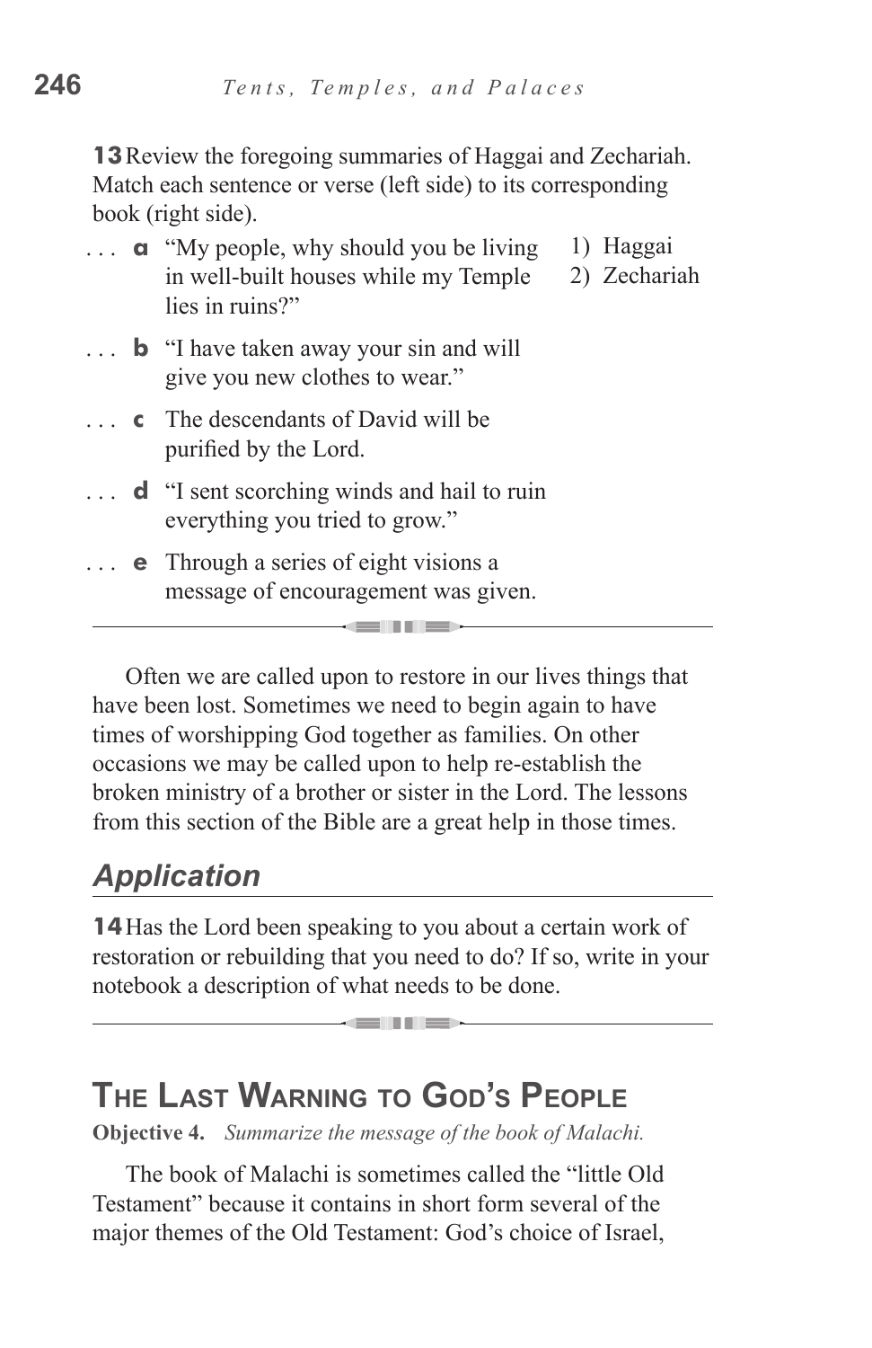**13** Review the foregoing summaries of Haggai and Zechariah. Match each sentence or verse (left side) to its corresponding book (right side).

. . . **a** "My people, why should you be living in well-built houses while my Temple lies in ruins?"

. . . **b** "I have taken away your sin and will give you new clothes to wear."

. . . **c** The descendants of David will be purified by the Lord.

. . . **d** "I sent scorching winds and hail to ruin everything you tried to grow."

. . . **e** Through a series of eight visions a message of encouragement was given.

1) Haggai
2) Zechariah

---

Often we are called upon to restore in our lives things that have been lost. Sometimes we need to begin again to have times of worshipping God together as families. On other occasions we may be called upon to help re-establish the broken ministry of a brother or sister in the Lord. The lessons from this section of the Bible are a great help in those times.

## *Application*

**14** Has the Lord been speaking to you about a certain work of restoration or rebuilding that you need to do? If so, write in your notebook a description of what needs to be done.

---

## The Last Warning to God's People

**Objective 4.** *Summarize the message of the book of Malachi.*

The book of Malachi is sometimes called the "little Old Testament" because it contains in short form several of the major themes of the Old Testament: God's choice of Israel,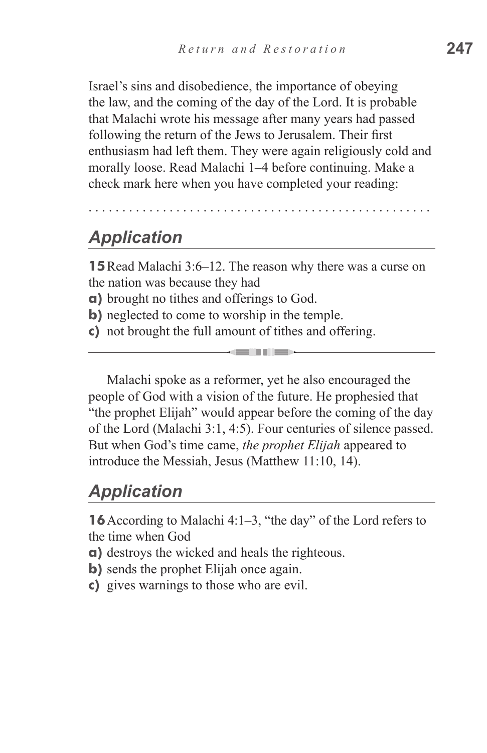Israel's sins and disobedience, the importance of obeying the law, and the coming of the day of the Lord. It is probable that Malachi wrote his message after many years had passed following the return of the Jews to Jerusalem. Their first enthusiasm had left them. They were again religiously cold and morally loose. Read Malachi 1–4 before continuing. Make a check mark here when you have completed your reading:

. . . . . . . . . . . . . . . . . . . . . . . . . . . . . . . . . . . . . . . . . . . . . . . . .

## Application

**15** Read Malachi 3:6–12. The reason why there was a curse on the nation was because they had

**a)** brought no tithes and offerings to God.
**b)** neglected to come to worship in the temple.
**c)** not brought the full amount of tithes and offering.

---

Malachi spoke as a reformer, yet he also encouraged the people of God with a vision of the future. He prophesied that "the prophet Elijah" would appear before the coming of the day of the Lord (Malachi 3:1, 4:5). Four centuries of silence passed. But when God's time came, *the prophet Elijah* appeared to introduce the Messiah, Jesus (Matthew 11:10, 14).

## Application

**16** According to Malachi 4:1–3, "the day" of the Lord refers to the time when God

**a)** destroys the wicked and heals the righteous.
**b)** sends the prophet Elijah once again.
**c)** gives warnings to those who are evil.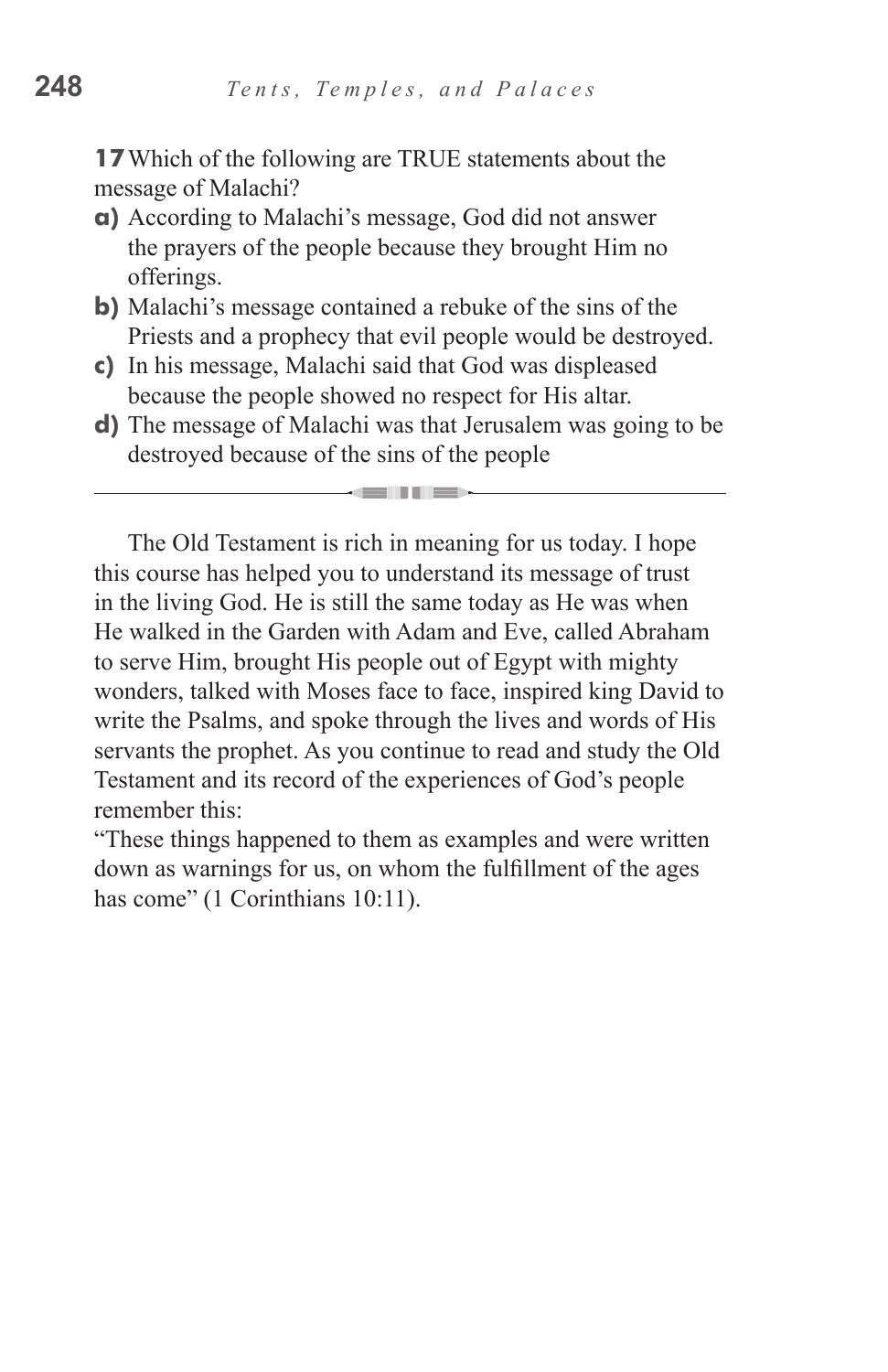**17** Which of the following are TRUE statements about the message of Malachi?

**a)** According to Malachi's message, God did not answer the prayers of the people because they brought Him no offerings.

**b)** Malachi's message contained a rebuke of the sins of the Priests and a prophecy that evil people would be destroyed.

**c)** In his message, Malachi said that God was displeased because the people showed no respect for His altar.

**d)** The message of Malachi was that Jerusalem was going to be destroyed because of the sins of the people

---

The Old Testament is rich in meaning for us today. I hope this course has helped you to understand its message of trust in the living God. He is still the same today as He was when He walked in the Garden with Adam and Eve, called Abraham to serve Him, brought His people out of Egypt with mighty wonders, talked with Moses face to face, inspired king David to write the Psalms, and spoke through the lives and words of His servants the prophet. As you continue to read and study the Old Testament and its record of the experiences of God's people remember this:

"These things happened to them as examples and were written down as warnings for us, on whom the fulfillment of the ages has come" (1 Corinthians 10:11).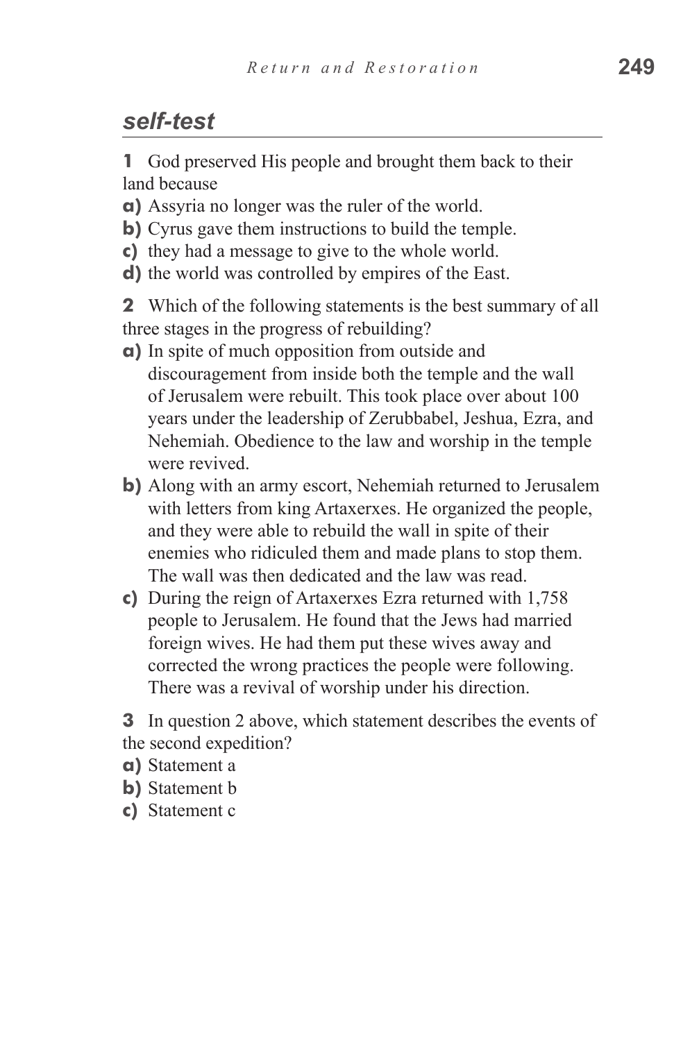## *self-test*

**1** God preserved His people and brought them back to their land because

**a)** Assyria no longer was the ruler of the world.
**b)** Cyrus gave them instructions to build the temple.
**c)** they had a message to give to the whole world.
**d)** the world was controlled by empires of the East.

**2** Which of the following statements is the best summary of all three stages in the progress of rebuilding?

**a)** In spite of much opposition from outside and discouragement from inside both the temple and the wall of Jerusalem were rebuilt. This took place over about 100 years under the leadership of Zerubbabel, Jeshua, Ezra, and Nehemiah. Obedience to the law and worship in the temple were revived.
**b)** Along with an army escort, Nehemiah returned to Jerusalem with letters from king Artaxerxes. He organized the people, and they were able to rebuild the wall in spite of their enemies who ridiculed them and made plans to stop them. The wall was then dedicated and the law was read.
**c)** During the reign of Artaxerxes Ezra returned with 1,758 people to Jerusalem. He found that the Jews had married foreign wives. He had them put these wives away and corrected the wrong practices the people were following. There was a revival of worship under his direction.

**3** In question 2 above, which statement describes the events of the second expedition?

**a)** Statement a
**b)** Statement b
**c)** Statement c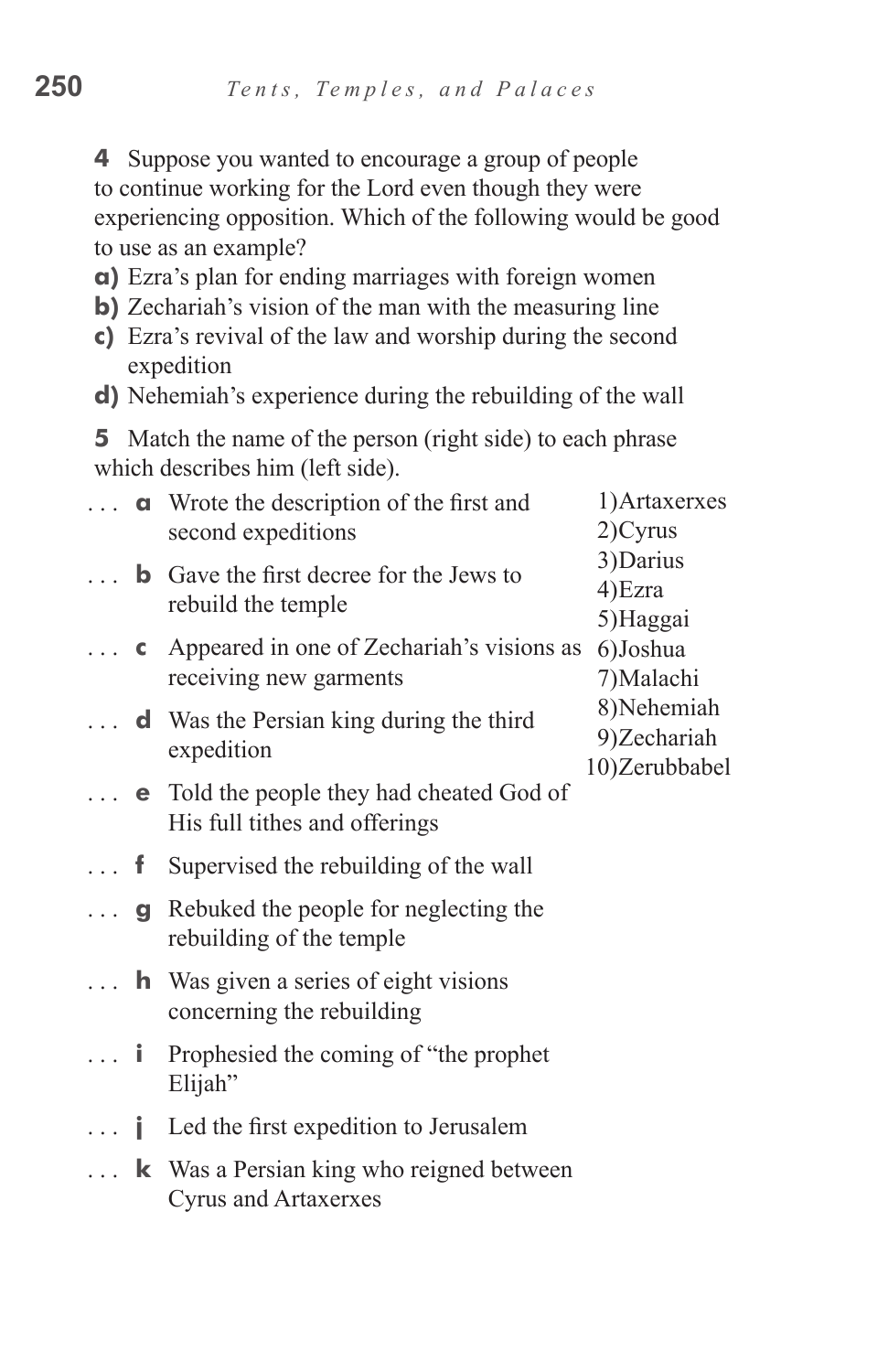**4** Suppose you wanted to encourage a group of people to continue working for the Lord even though they were experiencing opposition. Which of the following would be good to use as an example?

**a)** Ezra's plan for ending marriages with foreign women
**b)** Zechariah's vision of the man with the measuring line
**c)** Ezra's revival of the law and worship during the second expedition
**d)** Nehemiah's experience during the rebuilding of the wall

**5** Match the name of the person (right side) to each phrase which describes him (left side).

| | | |
|---|---|---|
| . . . **a** | Wrote the description of the first and second expeditions | 1) Artaxerxes |
| . . . **b** | Gave the first decree for the Jews to rebuild the temple | 2) Cyrus |
| . . . **c** | Appeared in one of Zechariah's visions as receiving new garments | 3) Darius |
| . . . **d** | Was the Persian king during the third expedition | 4) Ezra |
| . . . **e** | Told the people they had cheated God of His full tithes and offerings | 5) Haggai |
| . . . **f** | Supervised the rebuilding of the wall | 6) Joshua |
| . . . **g** | Rebuked the people for neglecting the rebuilding of the temple | 7) Malachi |
| . . . **h** | Was given a series of eight visions concerning the rebuilding | 8) Nehemiah |
| . . . **i** | Prophesied the coming of "the prophet Elijah" | 9) Zechariah |
| . . . **j** | Led the first expedition to Jerusalem | 10) Zerubbabel |
| . . . **k** | Was a Persian king who reigned between Cyrus and Artaxerxes | |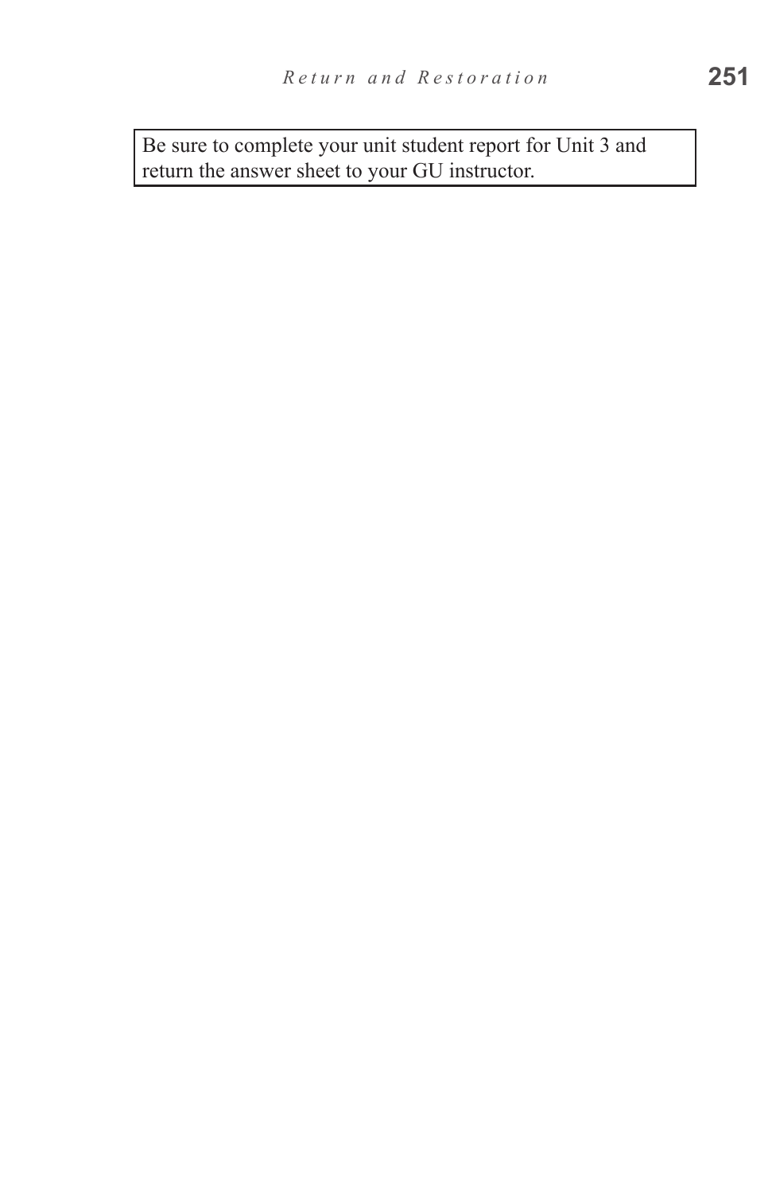Be sure to complete your unit student report for Unit 3 and return the answer sheet to your GU instructor.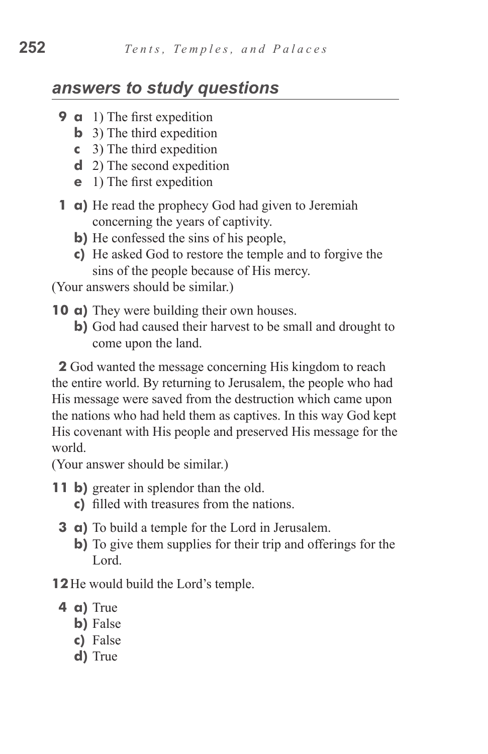## *answers to study questions*

**9 a** 1) The first expedition
**b** 3) The third expedition
**c** 3) The third expedition
**d** 2) The second expedition
**e** 1) The first expedition

**1 a)** He read the prophecy God had given to Jeremiah concerning the years of captivity.
**b)** He confessed the sins of his people,
**c)** He asked God to restore the temple and to forgive the sins of the people because of His mercy.

(Your answers should be similar.)

**10 a)** They were building their own houses.
**b)** God had caused their harvest to be small and drought to come upon the land.

**2** God wanted the message concerning His kingdom to reach the entire world. By returning to Jerusalem, the people who had His message were saved from the destruction which came upon the nations who had held them as captives. In this way God kept His covenant with His people and preserved His message for the world.
(Your answer should be similar.)

**11 b)** greater in splendor than the old.
**c)** filled with treasures from the nations.

**3 a)** To build a temple for the Lord in Jerusalem.
**b)** To give them supplies for their trip and offerings for the Lord.

**12** He would build the Lord's temple.

**4 a)** True
**b)** False
**c)** False
**d)** True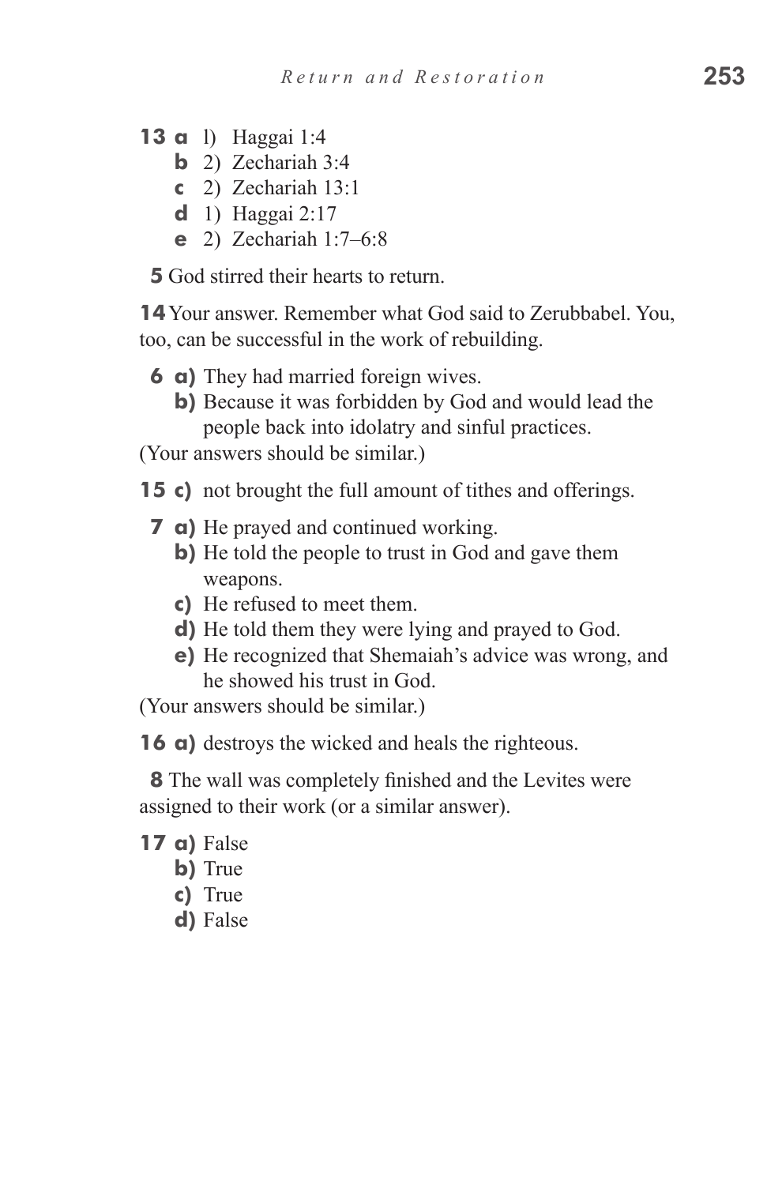**13 a** l) Haggai 1:4

**b** 2) Zechariah 3:4

**c** 2) Zechariah 13:1

**d** 1) Haggai 2:17

**e** 2) Zechariah 1:7–6:8

**5** God stirred their hearts to return.

**14** Your answer. Remember what God said to Zerubbabel. You, too, can be successful in the work of rebuilding.

**6 a)** They had married foreign wives.

**b)** Because it was forbidden by God and would lead the people back into idolatry and sinful practices.

(Your answers should be similar.)

**15 c)** not brought the full amount of tithes and offerings.

**7 a)** He prayed and continued working.

**b)** He told the people to trust in God and gave them weapons.

**c)** He refused to meet them.

**d)** He told them they were lying and prayed to God.

**e)** He recognized that Shemaiah's advice was wrong, and he showed his trust in God.

(Your answers should be similar.)

**16 a)** destroys the wicked and heals the righteous.

**8** The wall was completely finished and the Levites were assigned to their work (or a similar answer).

**17 a)** False

**b)** True

**c)** True

**d)** False